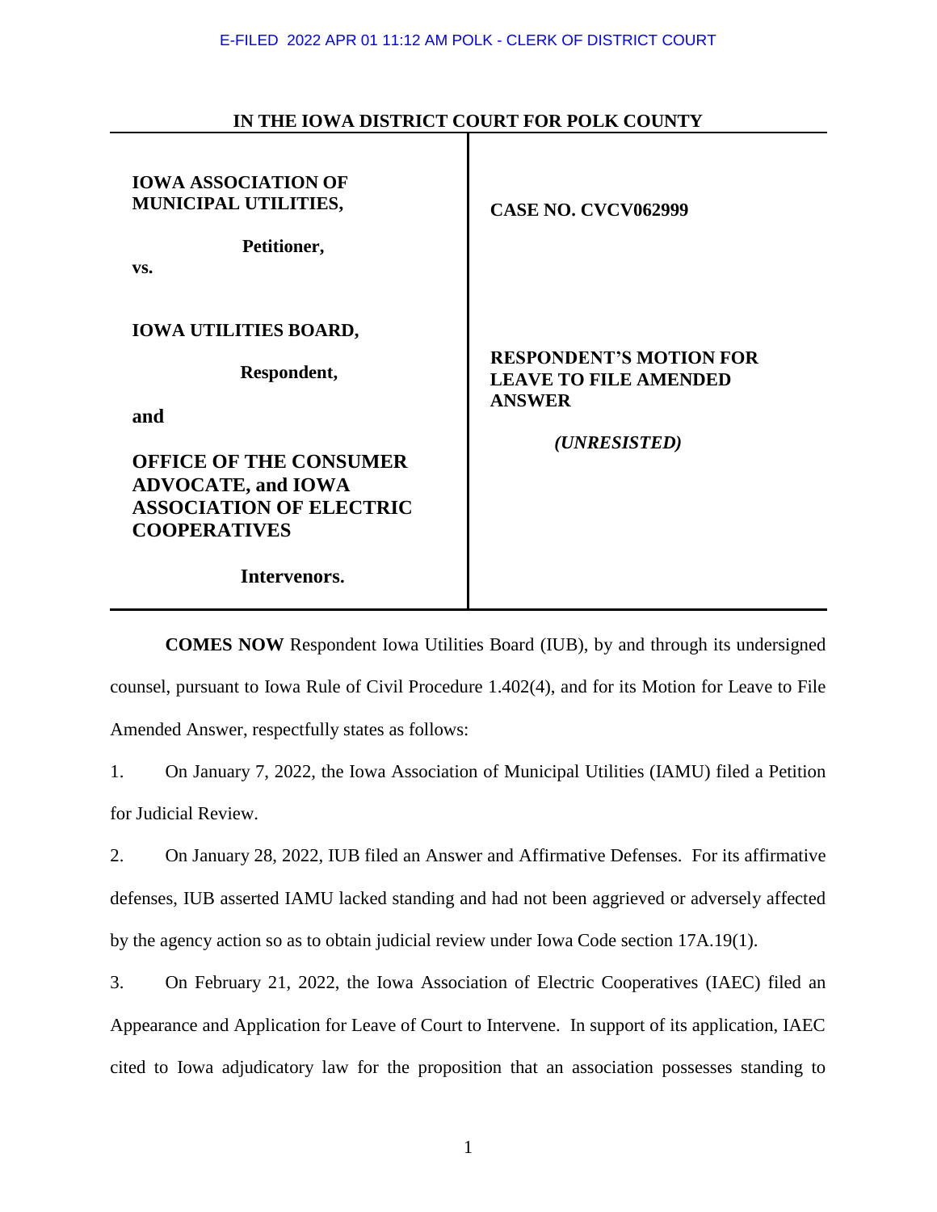E-FILED 2022 APR 01 11:12 AM POLK - CLERK OF DISTRICT COURT

**IN THE IOWA DISTRICT COURT FOR POLK COUNTY**

| | |
|---|---|
| **IOWA ASSOCIATION OF MUNICIPAL UTILITIES,**<br><br>**Petitioner,**<br>**vs.**<br><br>**IOWA UTILITIES BOARD,**<br><br>**Respondent,**<br><br>**and**<br><br>**OFFICE OF THE CONSUMER ADVOCATE, and IOWA ASSOCIATION OF ELECTRIC COOPERATIVES**<br><br>**Intervenors.** | **CASE NO. CVCV062999**<br><br>**RESPONDENT'S MOTION FOR LEAVE TO FILE AMENDED ANSWER**<br><br>***(UNRESISTED)*** |

**COMES NOW** Respondent Iowa Utilities Board (IUB), by and through its undersigned counsel, pursuant to Iowa Rule of Civil Procedure 1.402(4), and for its Motion for Leave to File Amended Answer, respectfully states as follows:

1. On January 7, 2022, the Iowa Association of Municipal Utilities (IAMU) filed a Petition for Judicial Review.

2. On January 28, 2022, IUB filed an Answer and Affirmative Defenses. For its affirmative defenses, IUB asserted IAMU lacked standing and had not been aggrieved or adversely affected by the agency action so as to obtain judicial review under Iowa Code section 17A.19(1).

3. On February 21, 2022, the Iowa Association of Electric Cooperatives (IAEC) filed an Appearance and Application for Leave of Court to Intervene. In support of its application, IAEC cited to Iowa adjudicatory law for the proposition that an association possesses standing to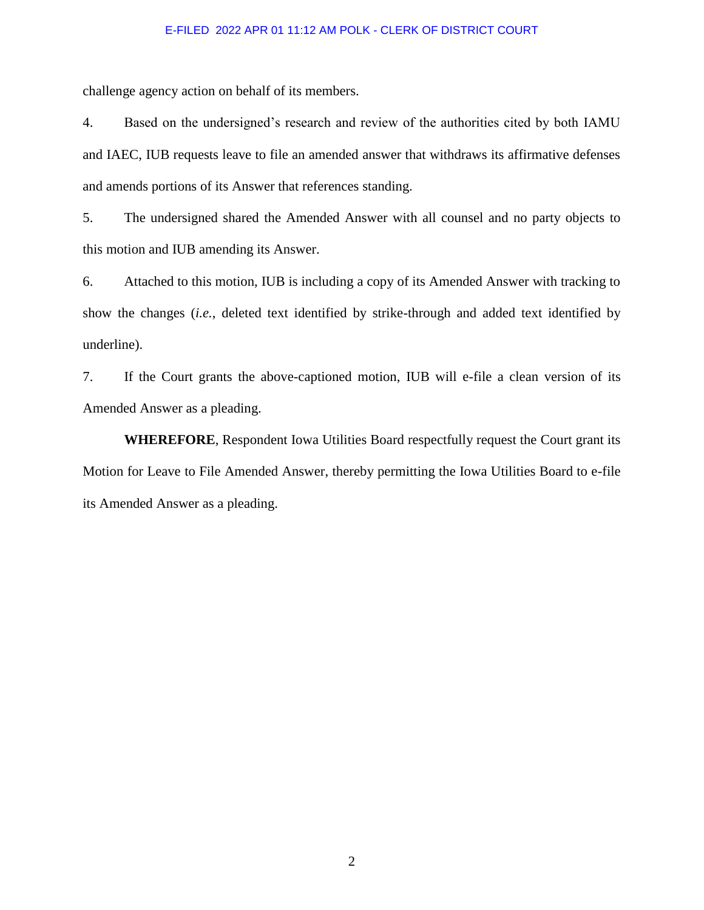challenge agency action on behalf of its members.

4. Based on the undersigned's research and review of the authorities cited by both IAMU and IAEC, IUB requests leave to file an amended answer that withdraws its affirmative defenses and amends portions of its Answer that references standing.

5. The undersigned shared the Amended Answer with all counsel and no party objects to this motion and IUB amending its Answer.

6. Attached to this motion, IUB is including a copy of its Amended Answer with tracking to show the changes (*i.e.*, deleted text identified by strike-through and added text identified by underline).

7. If the Court grants the above-captioned motion, IUB will e-file a clean version of its Amended Answer as a pleading.

**WHEREFORE**, Respondent Iowa Utilities Board respectfully request the Court grant its Motion for Leave to File Amended Answer, thereby permitting the Iowa Utilities Board to e-file its Amended Answer as a pleading.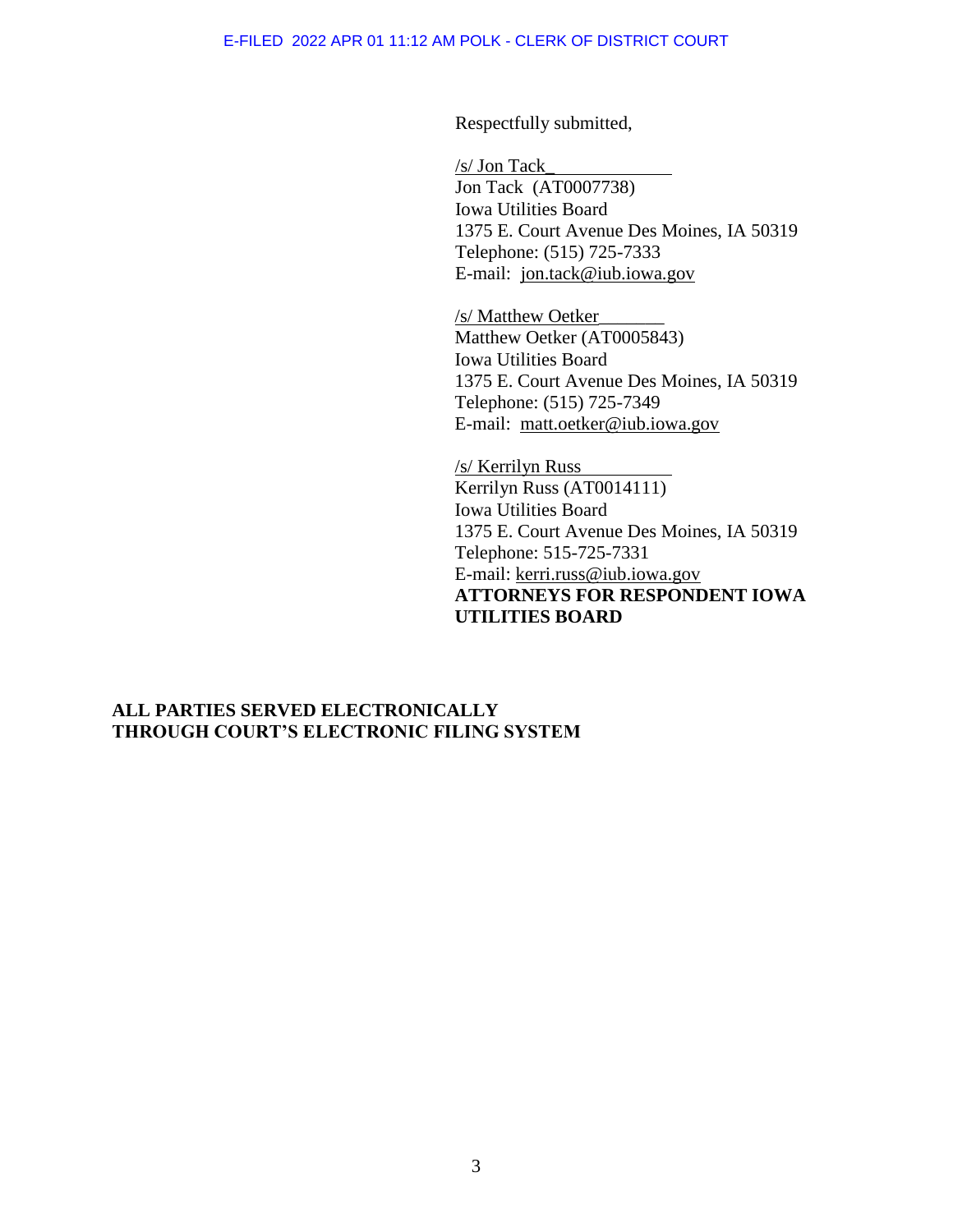Respectfully submitted,

/s/ Jon Tack_
Jon Tack (AT0007738)
Iowa Utilities Board
1375 E. Court Avenue Des Moines, IA 50319
Telephone: (515) 725-7333
E-mail: jon.tack@iub.iowa.gov

/s/ Matthew Oetker
Matthew Oetker (AT0005843)
Iowa Utilities Board
1375 E. Court Avenue Des Moines, IA 50319
Telephone: (515) 725-7349
E-mail: matt.oetker@iub.iowa.gov

/s/ Kerrilyn Russ
Kerrilyn Russ (AT0014111)
Iowa Utilities Board
1375 E. Court Avenue Des Moines, IA 50319
Telephone: 515-725-7331
E-mail: kerri.russ@iub.iowa.gov
**ATTORNEYS FOR RESPONDENT IOWA UTILITIES BOARD**

**ALL PARTIES SERVED ELECTRONICALLY THROUGH COURT'S ELECTRONIC FILING SYSTEM**